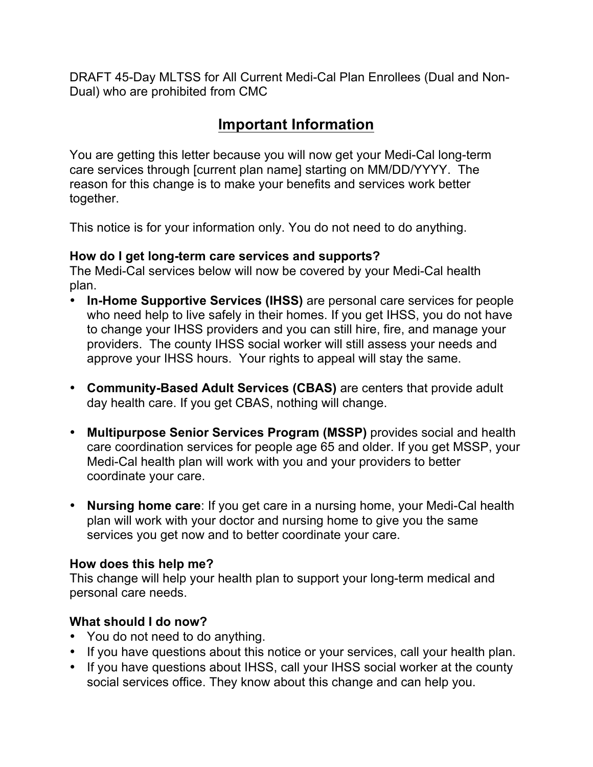DRAFT 45-Day MLTSS for All Current Medi-Cal Plan Enrollees (Dual and Non-Dual) who are prohibited from CMC

# Important Information

You are getting this letter because you will now get your Medi-Cal long-term care services through [current plan name] starting on MM/DD/YYYY. The reason for this change is to make your benefits and services work better together.

This notice is for your information only. You do not need to do anything.

**How do I get long-term care services and supports?**
The Medi-Cal services below will now be covered by your Medi-Cal health plan.

- **In-Home Supportive Services (IHSS)** are personal care services for people who need help to live safely in their homes. If you get IHSS, you do not have to change your IHSS providers and you can still hire, fire, and manage your providers. The county IHSS social worker will still assess your needs and approve your IHSS hours. Your rights to appeal will stay the same.

- **Community-Based Adult Services (CBAS)** are centers that provide adult day health care. If you get CBAS, nothing will change.

- **Multipurpose Senior Services Program (MSSP)** provides social and health care coordination services for people age 65 and older. If you get MSSP, your Medi-Cal health plan will work with you and your providers to better coordinate your care.

- **Nursing home care**: If you get care in a nursing home, your Medi-Cal health plan will work with your doctor and nursing home to give you the same services you get now and to better coordinate your care.

**How does this help me?**
This change will help your health plan to support your long-term medical and personal care needs.

**What should I do now?**

- You do not need to do anything.
- If you have questions about this notice or your services, call your health plan.
- If you have questions about IHSS, call your IHSS social worker at the county social services office. They know about this change and can help you.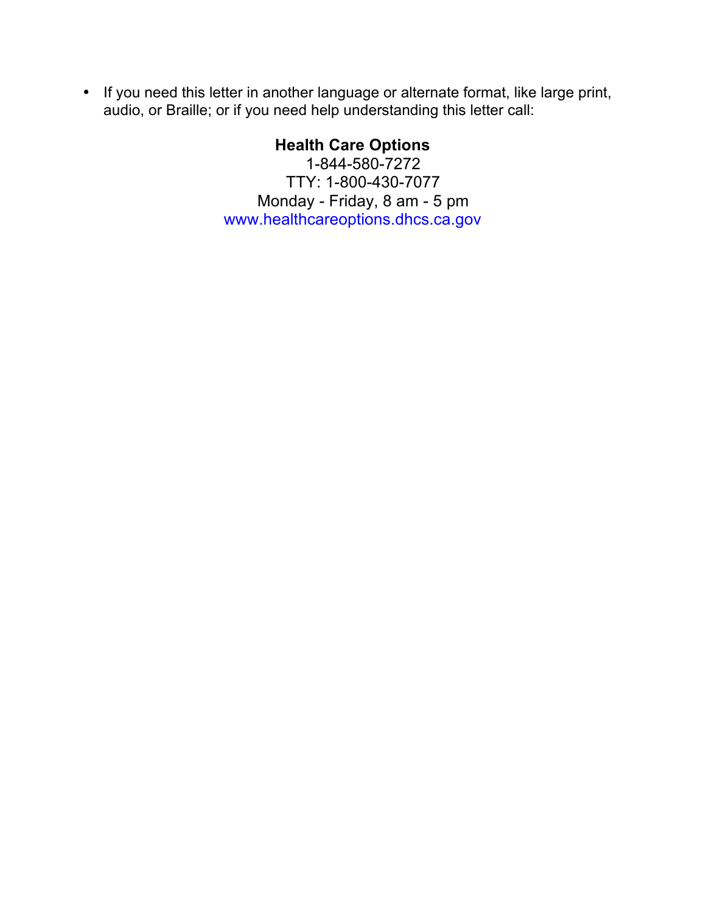- If you need this letter in another language or alternate format, like large print, audio, or Braille; or if you need help understanding this letter call:

**Health Care Options**
1-844-580-7272
TTY: 1-800-430-7077
Monday - Friday, 8 am - 5 pm
www.healthcareoptions.dhcs.ca.gov